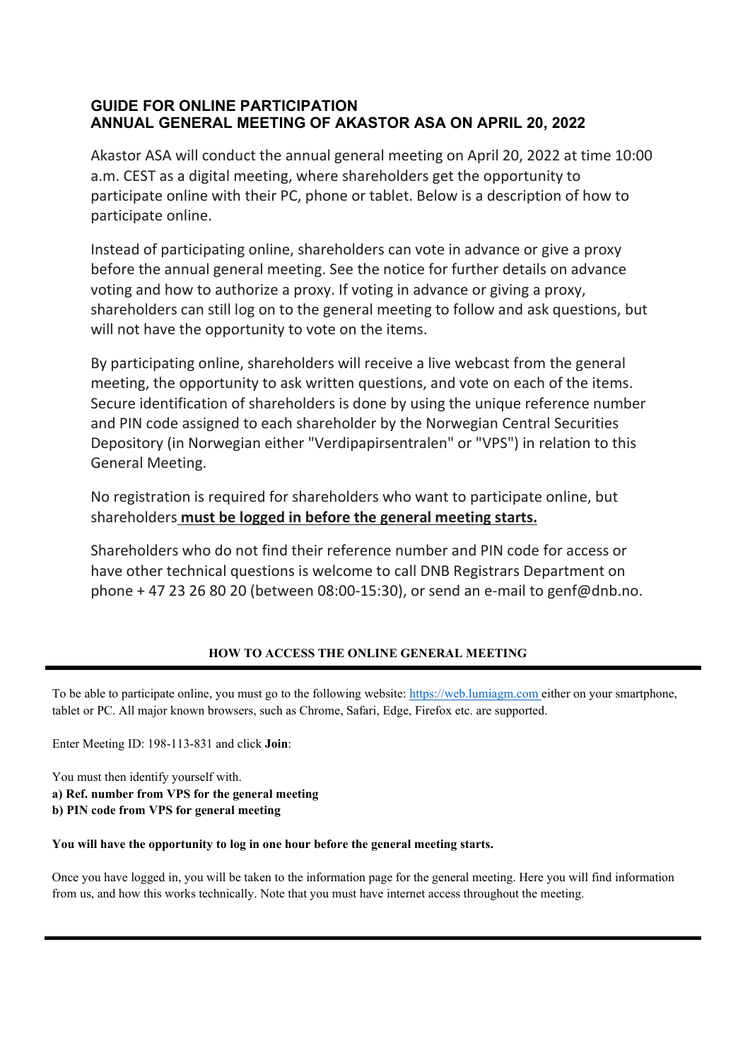# GUIDE FOR ONLINE PARTICIPATION
# ANNUAL GENERAL MEETING OF AKASTOR ASA ON APRIL 20, 2022

Akastor ASA will conduct the annual general meeting on April 20, 2022 at time 10:00 a.m. CEST as a digital meeting, where shareholders get the opportunity to participate online with their PC, phone or tablet. Below is a description of how to participate online.

Instead of participating online, shareholders can vote in advance or give a proxy before the annual general meeting. See the notice for further details on advance voting and how to authorize a proxy. If voting in advance or giving a proxy, shareholders can still log on to the general meeting to follow and ask questions, but will not have the opportunity to vote on the items.

By participating online, shareholders will receive a live webcast from the general meeting, the opportunity to ask written questions, and vote on each of the items. Secure identification of shareholders is done by using the unique reference number and PIN code assigned to each shareholder by the Norwegian Central Securities Depository (in Norwegian either "Verdipapirsentralen" or "VPS") in relation to this General Meeting.

No registration is required for shareholders who want to participate online, but shareholders **must be logged in before the general meeting starts.**

Shareholders who do not find their reference number and PIN code for access or have other technical questions is welcome to call DNB Registrars Department on phone + 47 23 26 80 20 (between 08:00-15:30), or send an e-mail to genf@dnb.no.

## HOW TO ACCESS THE ONLINE GENERAL MEETING

To be able to participate online, you must go to the following website: https://web.lumiagm.com either on your smartphone, tablet or PC. All major known browsers, such as Chrome, Safari, Edge, Firefox etc. are supported.

Enter Meeting ID: 198-113-831 and click **Join**:

You must then identify yourself with.

**a) Ref. number from VPS for the general meeting**

**b) PIN code from VPS for general meeting**

**You will have the opportunity to log in one hour before the general meeting starts.**

Once you have logged in, you will be taken to the information page for the general meeting. Here you will find information from us, and how this works technically. Note that you must have internet access throughout the meeting.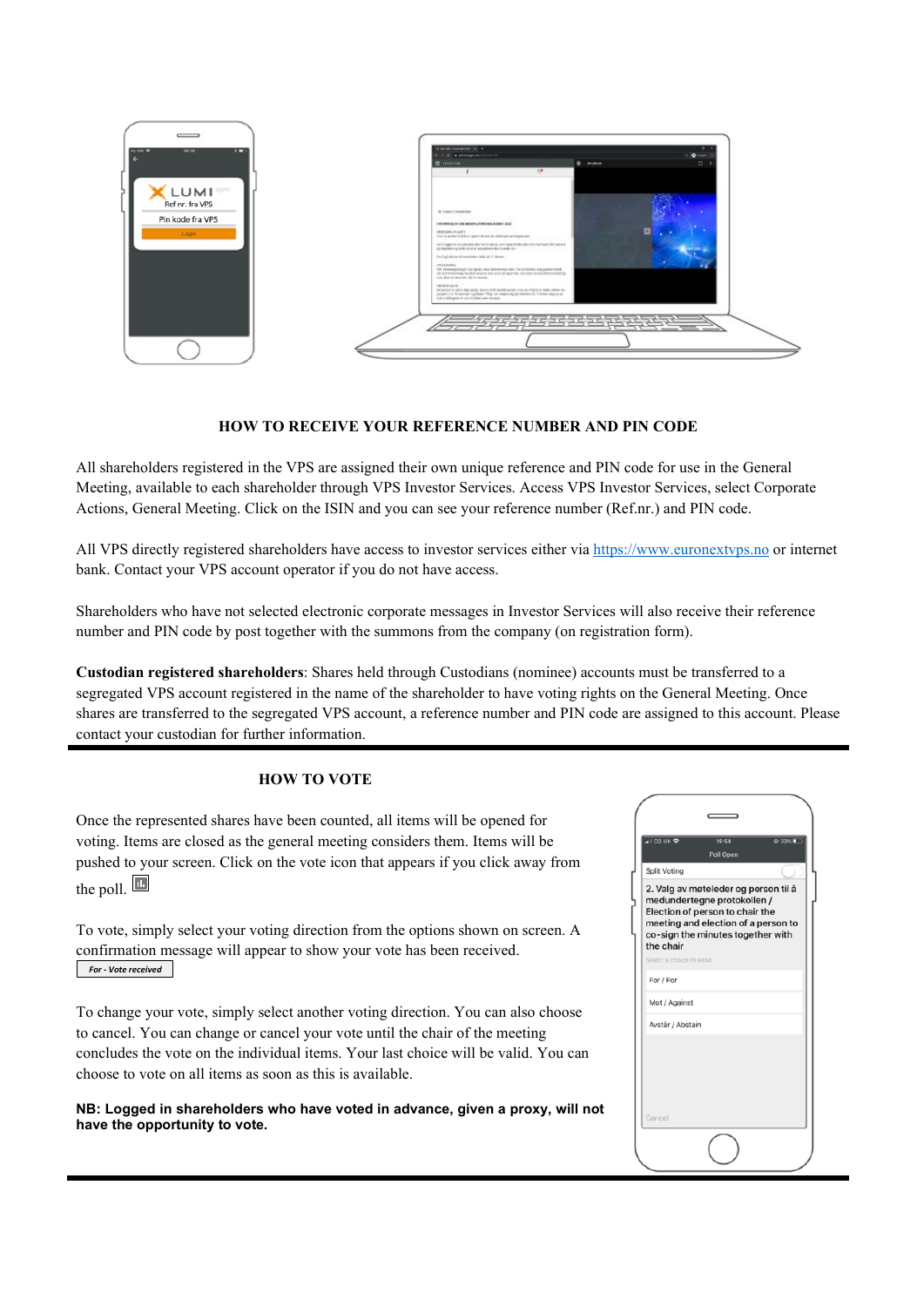**HOW TO RECEIVE YOUR REFERENCE NUMBER AND PIN CODE**

All shareholders registered in the VPS are assigned their own unique reference and PIN code for use in the General Meeting, available to each shareholder through VPS Investor Services. Access VPS Investor Services, select Corporate Actions, General Meeting. Click on the ISIN and you can see your reference number (Ref.nr.) and PIN code.

All VPS directly registered shareholders have access to investor services either via https://www.euronextvps.no or internet bank. Contact your VPS account operator if you do not have access.

Shareholders who have not selected electronic corporate messages in Investor Services will also receive their reference number and PIN code by post together with the summons from the company (on registration form).

**Custodian registered shareholders**: Shares held through Custodians (nominee) accounts must be transferred to a segregated VPS account registered in the name of the shareholder to have voting rights on the General Meeting. Once shares are transferred to the segregated VPS account, a reference number and PIN code are assigned to this account. Please contact your custodian for further information.

**HOW TO VOTE**

Once the represented shares have been counted, all items will be opened for voting. Items are closed as the general meeting considers them. Items will be pushed to your screen. Click on the vote icon that appears if you click away from the poll.

To vote, simply select your voting direction from the options shown on screen. A confirmation message will appear to show your vote has been received.

*For - Vote received*

To change your vote, simply select another voting direction. You can also choose to cancel. You can change or cancel your vote until the chair of the meeting concludes the vote on the individual items. Your last choice will be valid. You can choose to vote on all items as soon as this is available.

**NB: Logged in shareholders who have voted in advance, given a proxy, will not have the opportunity to vote.**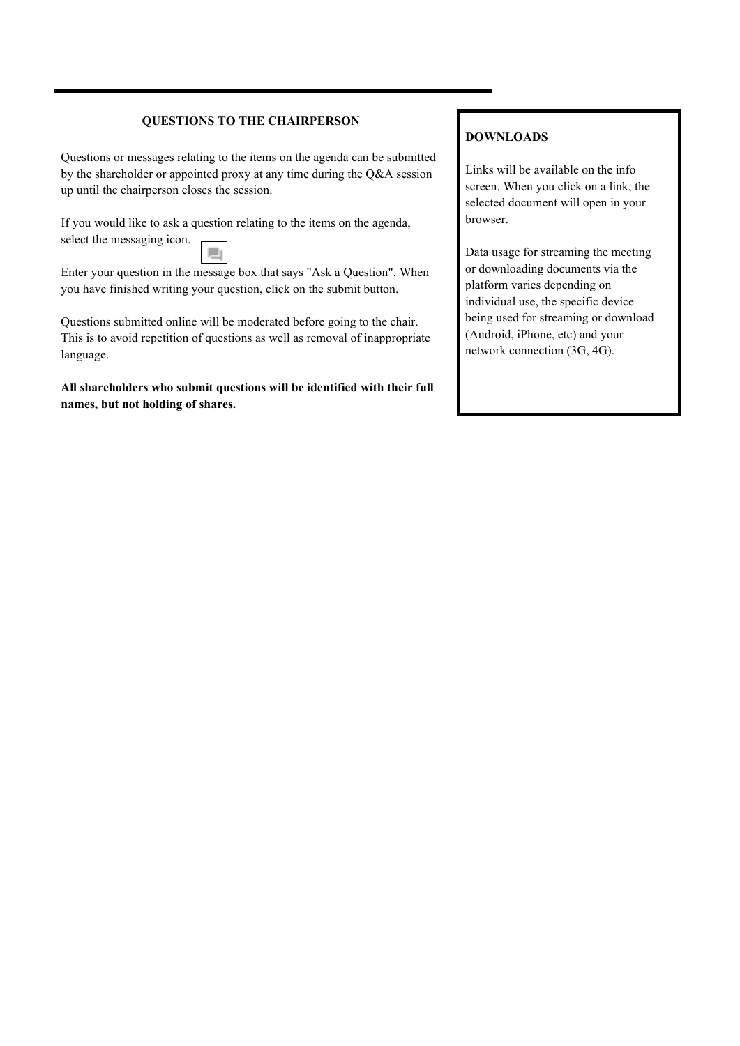### QUESTIONS TO THE CHAIRPERSON

Questions or messages relating to the items on the agenda can be submitted by the shareholder or appointed proxy at any time during the Q&A session up until the chairperson closes the session.

If you would like to ask a question relating to the items on the agenda, select the messaging icon.

Enter your question in the message box that says "Ask a Question". When you have finished writing your question, click on the submit button.

Questions submitted online will be moderated before going to the chair. This is to avoid repetition of questions as well as removal of inappropriate language.

**All shareholders who submit questions will be identified with their full names, but not holding of shares.**

**DOWNLOADS**

Links will be available on the info screen. When you click on a link, the selected document will open in your browser.

Data usage for streaming the meeting or downloading documents via the platform varies depending on individual use, the specific device being used for streaming or download (Android, iPhone, etc) and your network connection (3G, 4G).